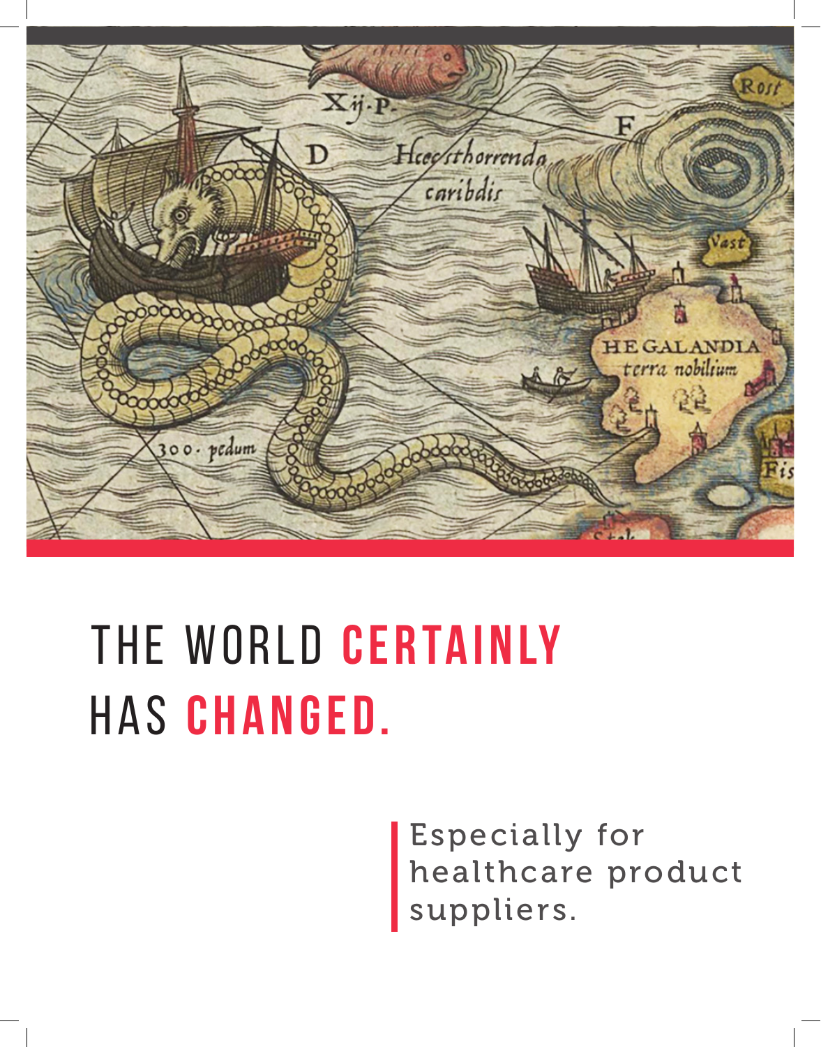# THE WORLD **CERTAINLY** HAS **CHANGED.**

Especially for healthcare product suppliers.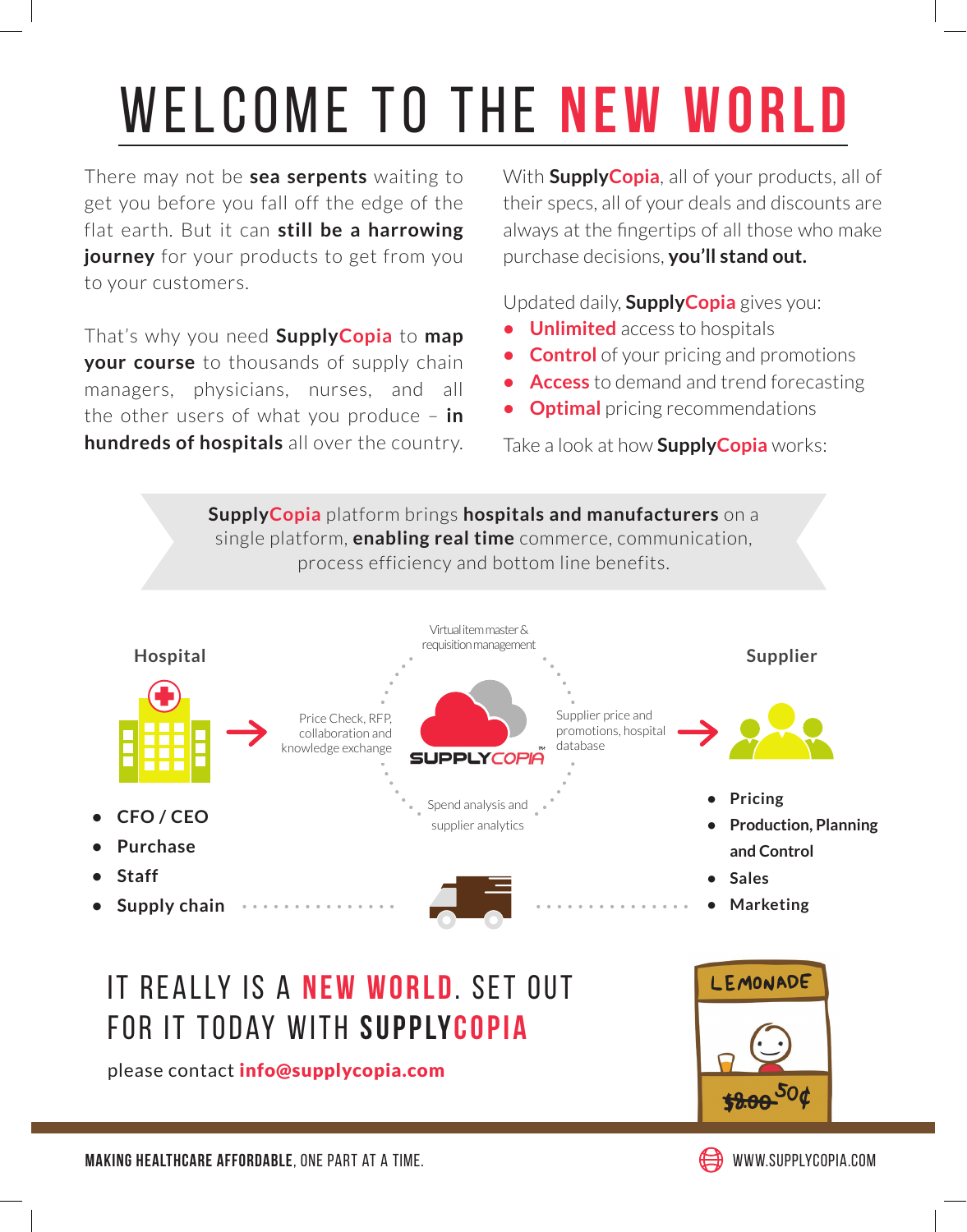# WELCOME TO THE NEW WORLD

There may not be **sea serpents** waiting to get you before you fall off the edge of the flat earth. But it can **still be a harrowing journey** for your products to get from you to your customers.

That's why you need **SupplyCopia** to **map your course** to thousands of supply chain managers, physicians, nurses, and all the other users of what you produce – **in hundreds of hospitals** all over the country.

With **SupplyCopia**, all of your products, all of their specs, all of your deals and discounts are always at the fingertips of all those who make purchase decisions, **you'll stand out.**

Updated daily, **SupplyCopia** gives you:

- **Unlimited** access to hospitals
- **Control** of your pricing and promotions
- **Access** to demand and trend forecasting
- **Optimal** pricing recommendations

Take a look at how **SupplyCopia** works:

**SupplyCopia** platform brings **hospitals and manufacturers** on a single platform, **enabling real time** commerce, communication, process efficiency and bottom line benefits.

**Hospital**

- **CFO / CEO**
- **Purchase**
- **Staff**
- **Supply chain**

Price Check, RFP, collaboration and knowledge exchange

Virtual item master & requisition management

SUPPLYCOPIA™

Supplier price and promotions, hospital database

Spend analysis and supplier analytics

**Supplier**

- **Pricing**
- **Production, Planning and Control**
- **Sales**
- **Marketing**

## IT REALLY IS A NEW WORLD. SET OUT FOR IT TODAY WITH SUPPLYCOPIA

please contact **info@supplycopia.com**

LEMONADE

$8.00 50¢

**MAKING HEALTHCARE AFFORDABLE**, ONE PART AT A TIME.

WWW.SUPPLYCOPIA.COM